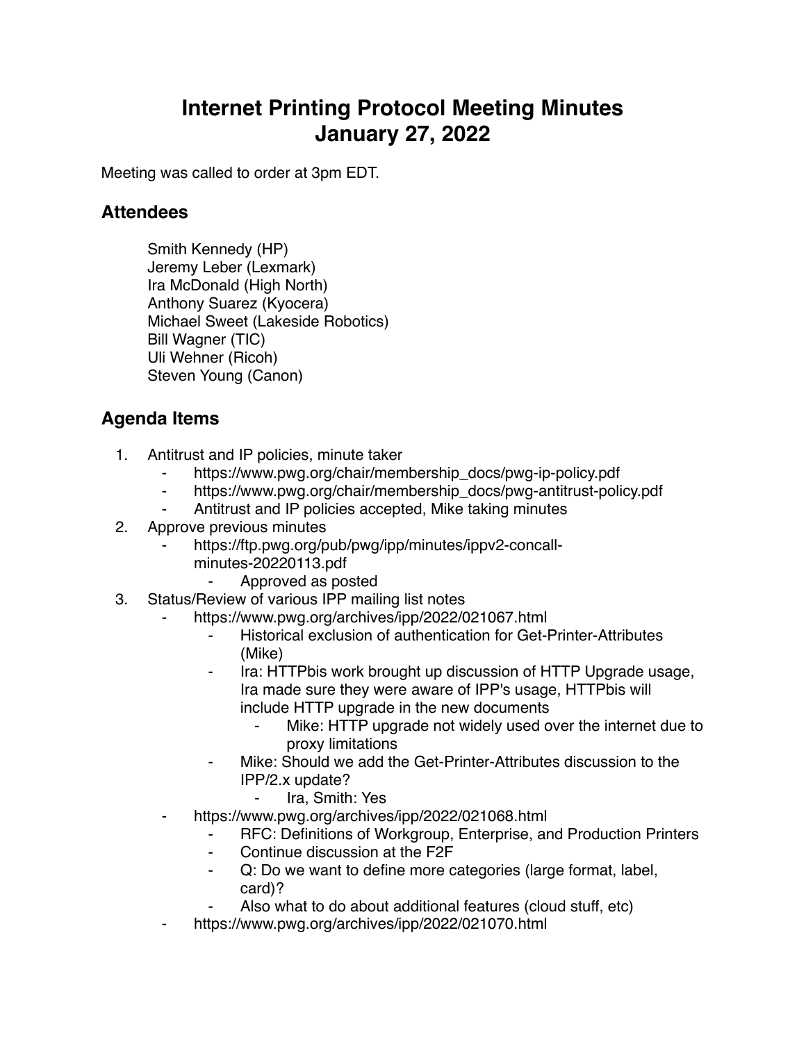# Internet Printing Protocol Meeting Minutes
# January 27, 2022

Meeting was called to order at 3pm EDT.

## Attendees

Smith Kennedy (HP)
Jeremy Leber (Lexmark)
Ira McDonald (High North)
Anthony Suarez (Kyocera)
Michael Sweet (Lakeside Robotics)
Bill Wagner (TIC)
Uli Wehner (Ricoh)
Steven Young (Canon)

## Agenda Items

1. Antitrust and IP policies, minute taker
    - https://www.pwg.org/chair/membership_docs/pwg-ip-policy.pdf
    - https://www.pwg.org/chair/membership_docs/pwg-antitrust-policy.pdf
    - Antitrust and IP policies accepted, Mike taking minutes
2. Approve previous minutes
    - https://ftp.pwg.org/pub/pwg/ipp/minutes/ippv2-concall-minutes-20220113.pdf
        - Approved as posted
3. Status/Review of various IPP mailing list notes
    - https://www.pwg.org/archives/ipp/2022/021067.html
        - Historical exclusion of authentication for Get-Printer-Attributes (Mike)
        - Ira: HTTPbis work brought up discussion of HTTP Upgrade usage, Ira made sure they were aware of IPP's usage, HTTPbis will include HTTP upgrade in the new documents
            - Mike: HTTP upgrade not widely used over the internet due to proxy limitations
        - Mike: Should we add the Get-Printer-Attributes discussion to the IPP/2.x update?
            - Ira, Smith: Yes
    - https://www.pwg.org/archives/ipp/2022/021068.html
        - RFC: Definitions of Workgroup, Enterprise, and Production Printers
        - Continue discussion at the F2F
        - Q: Do we want to define more categories (large format, label, card)?
        - Also what to do about additional features (cloud stuff, etc)
    - https://www.pwg.org/archives/ipp/2022/021070.html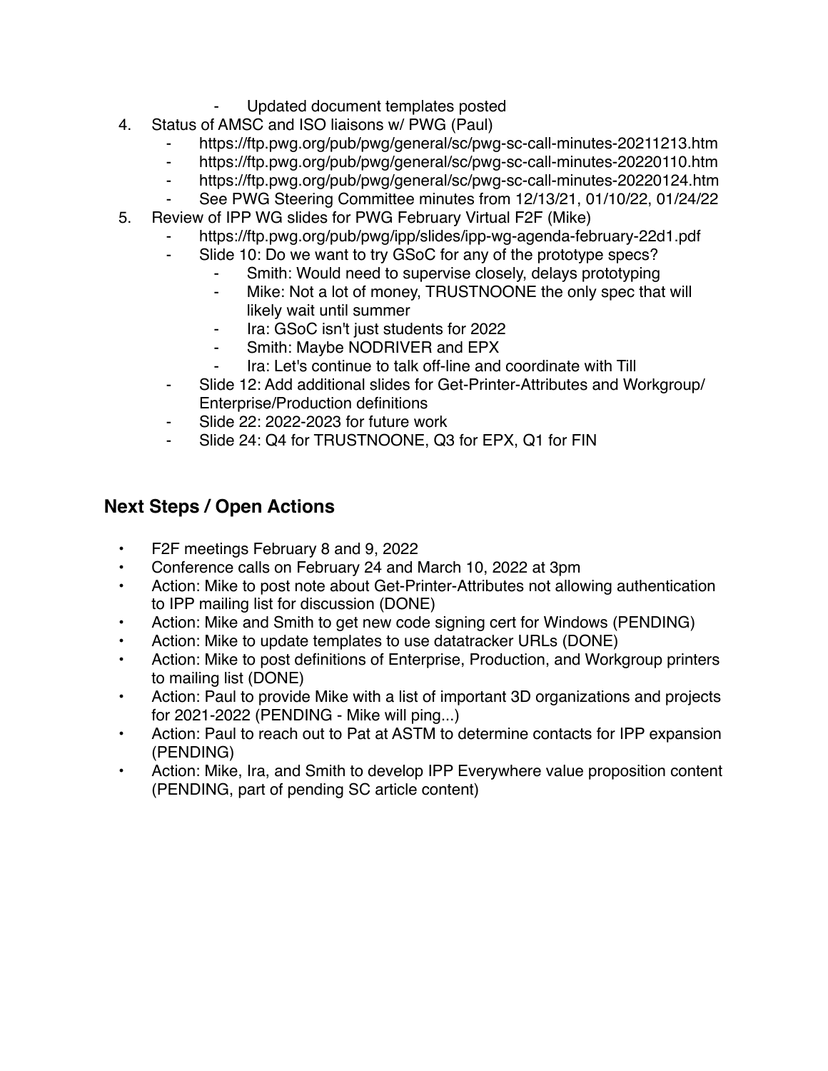- Updated document templates posted

4. Status of AMSC and ISO liaisons w/ PWG (Paul)
    - https://ftp.pwg.org/pub/pwg/general/sc/pwg-sc-call-minutes-20211213.htm
    - https://ftp.pwg.org/pub/pwg/general/sc/pwg-sc-call-minutes-20220110.htm
    - https://ftp.pwg.org/pub/pwg/general/sc/pwg-sc-call-minutes-20220124.htm
    - See PWG Steering Committee minutes from 12/13/21, 01/10/22, 01/24/22
5. Review of IPP WG slides for PWG February Virtual F2F (Mike)
    - https://ftp.pwg.org/pub/pwg/ipp/slides/ipp-wg-agenda-february-22d1.pdf
    - Slide 10: Do we want to try GSoC for any of the prototype specs?
        - Smith: Would need to supervise closely, delays prototyping
        - Mike: Not a lot of money, TRUSTNOONE the only spec that will likely wait until summer
        - Ira: GSoC isn't just students for 2022
        - Smith: Maybe NODRIVER and EPX
        - Ira: Let's continue to talk off-line and coordinate with Till
    - Slide 12: Add additional slides for Get-Printer-Attributes and Workgroup/Enterprise/Production definitions
    - Slide 22: 2022-2023 for future work
    - Slide 24: Q4 for TRUSTNOONE, Q3 for EPX, Q1 for FIN

## Next Steps / Open Actions

- F2F meetings February 8 and 9, 2022
- Conference calls on February 24 and March 10, 2022 at 3pm
- Action: Mike to post note about Get-Printer-Attributes not allowing authentication to IPP mailing list for discussion (DONE)
- Action: Mike and Smith to get new code signing cert for Windows (PENDING)
- Action: Mike to update templates to use datatracker URLs (DONE)
- Action: Mike to post definitions of Enterprise, Production, and Workgroup printers to mailing list (DONE)
- Action: Paul to provide Mike with a list of important 3D organizations and projects for 2021-2022 (PENDING - Mike will ping...)
- Action: Paul to reach out to Pat at ASTM to determine contacts for IPP expansion (PENDING)
- Action: Mike, Ira, and Smith to develop IPP Everywhere value proposition content (PENDING, part of pending SC article content)